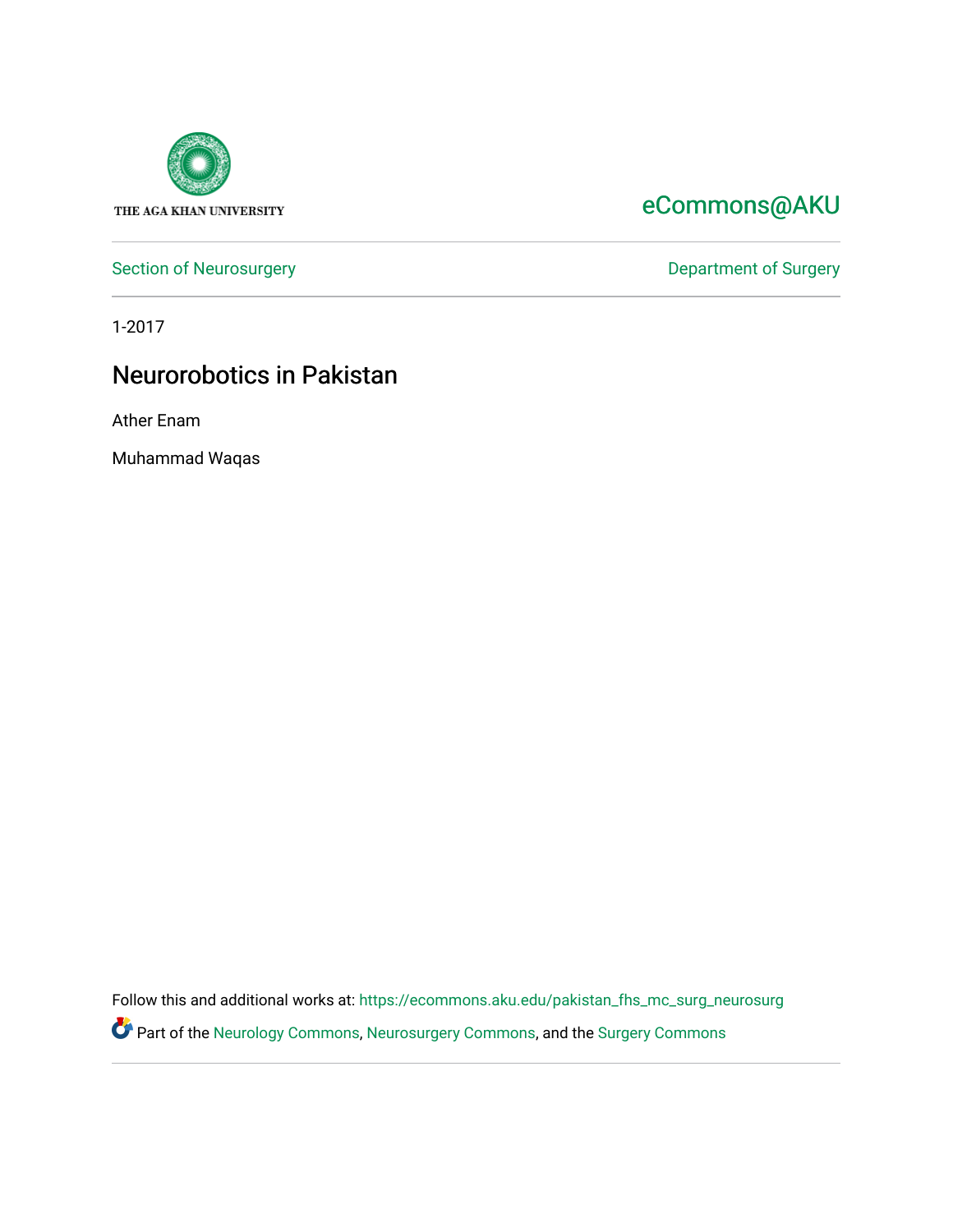THE AGA KHAN UNIVERSITY

eCommons@AKU

Section of Neurosurgery

Department of Surgery

1-2017

# Neurorobotics in Pakistan

Ather Enam

Muhammad Waqas

Follow this and additional works at: https://ecommons.aku.edu/pakistan_fhs_mc_surg_neurosurg

Part of the Neurology Commons, Neurosurgery Commons, and the Surgery Commons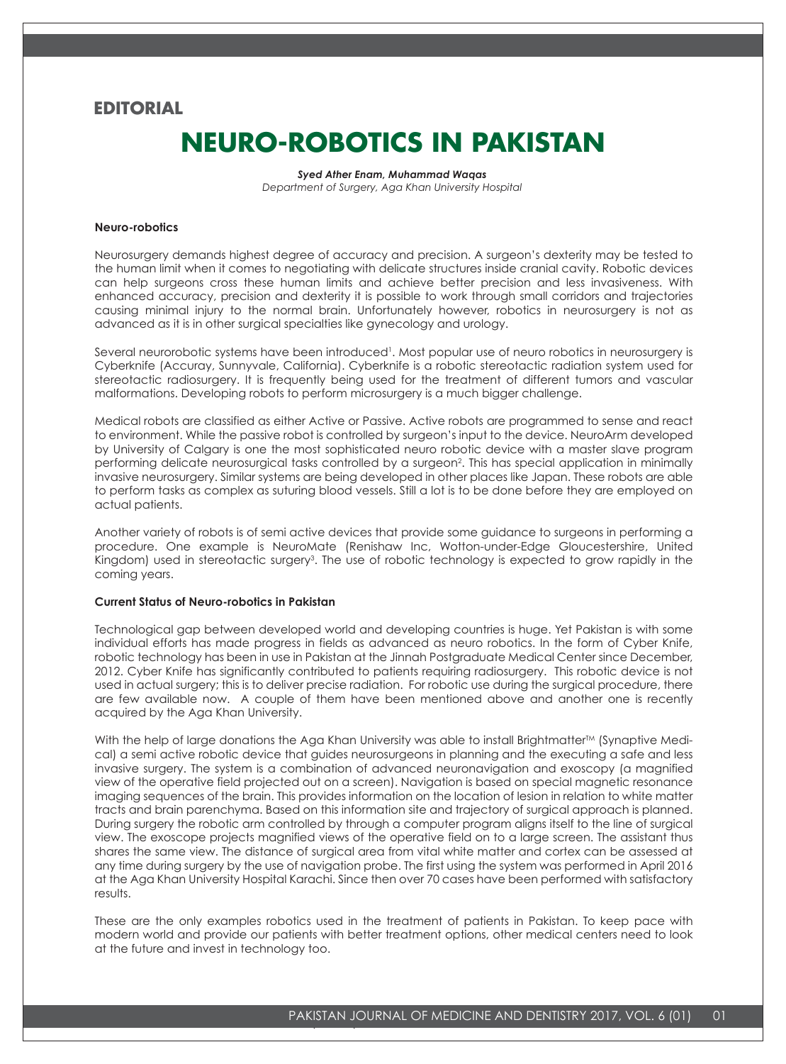## EDITORIAL

# NEURO-ROBOTICS IN PAKISTAN

***Syed Ather Enam, Muhammad Waqas***
*Department of Surgery, Aga Khan University Hospital*

### Neuro-robotics

Neurosurgery demands highest degree of accuracy and precision. A surgeon's dexterity may be tested to the human limit when it comes to negotiating with delicate structures inside cranial cavity. Robotic devices can help surgeons cross these human limits and achieve better precision and less invasiveness. With enhanced accuracy, precision and dexterity it is possible to work through small corridors and trajectories causing minimal injury to the normal brain. Unfortunately however, robotics in neurosurgery is not as advanced as it is in other surgical specialties like gynecology and urology.

Several neurorobotic systems have been introduced[1]. Most popular use of neuro robotics in neurosurgery is Cyberknife (Accuray, Sunnyvale, California). Cyberknife is a robotic stereotactic radiation system used for stereotactic radiosurgery. It is frequently being used for the treatment of different tumors and vascular malformations. Developing robots to perform microsurgery is a much bigger challenge.

Medical robots are classified as either Active or Passive. Active robots are programmed to sense and react to environment. While the passive robot is controlled by surgeon's input to the device. NeuroArm developed by University of Calgary is one the most sophisticated neuro robotic device with a master slave program performing delicate neurosurgical tasks controlled by a surgeon[2]. This has special application in minimally invasive neurosurgery. Similar systems are being developed in other places like Japan. These robots are able to perform tasks as complex as suturing blood vessels. Still a lot is to be done before they are employed on actual patients.

Another variety of robots is of semi active devices that provide some guidance to surgeons in performing a procedure. One example is NeuroMate (Renishaw Inc, Wotton-under-Edge Gloucestershire, United Kingdom) used in stereotactic surgery[3]. The use of robotic technology is expected to grow rapidly in the coming years.

### Current Status of Neuro-robotics in Pakistan

Technological gap between developed world and developing countries is huge. Yet Pakistan is with some individual efforts has made progress in fields as advanced as neuro robotics. In the form of Cyber Knife, robotic technology has been in use in Pakistan at the Jinnah Postgraduate Medical Center since December, 2012. Cyber Knife has significantly contributed to patients requiring radiosurgery. This robotic device is not used in actual surgery; this is to deliver precise radiation. For robotic use during the surgical procedure, there are few available now. A couple of them have been mentioned above and another one is recently acquired by the Aga Khan University.

With the help of large donations the Aga Khan University was able to install Brightmatter™ (Synaptive Medical) a semi active robotic device that guides neurosurgeons in planning and the executing a safe and less invasive surgery. The system is a combination of advanced neuronavigation and exoscopy (a magnified view of the operative field projected out on a screen). Navigation is based on special magnetic resonance imaging sequences of the brain. This provides information on the location of lesion in relation to white matter tracts and brain parenchyma. Based on this information site and trajectory of surgical approach is planned. During surgery the robotic arm controlled by through a computer program aligns itself to the line of surgical view. The exoscope projects magnified views of the operative field on to a large screen. The assistant thus shares the same view. The distance of surgical area from vital white matter and cortex can be assessed at any time during surgery by the use of navigation probe. The first using the system was performed in April 2016 at the Aga Khan University Hospital Karachi. Since then over 70 cases have been performed with satisfactory results.

These are the only examples robotics used in the treatment of patients in Pakistan. To keep pace with modern world and provide our patients with better treatment options, other medical centers need to look at the future and invest in technology too.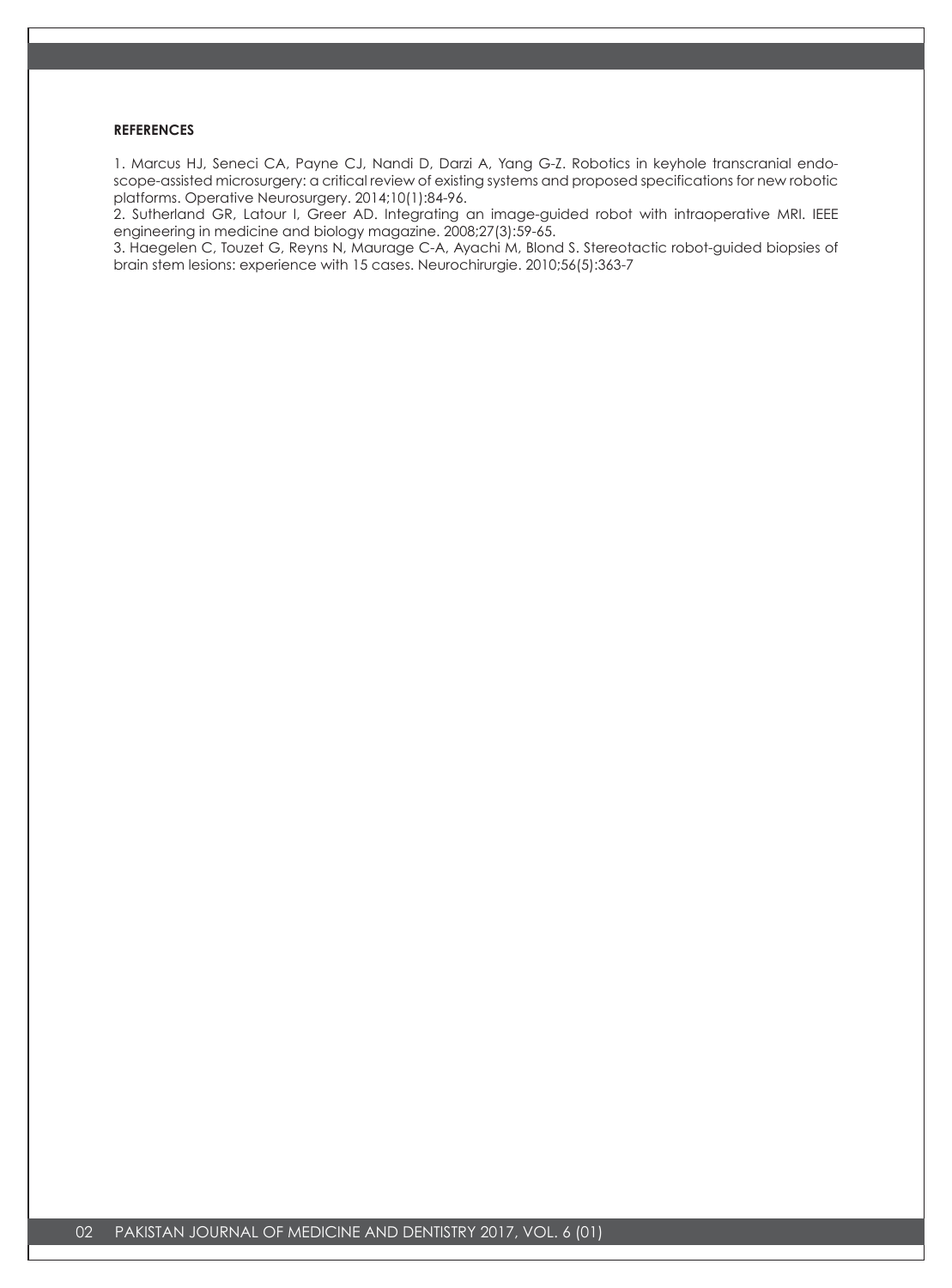**REFERENCES**

1. Marcus HJ, Seneci CA, Payne CJ, Nandi D, Darzi A, Yang G-Z. Robotics in keyhole transcranial endoscope-assisted microsurgery: a critical review of existing systems and proposed specifications for new robotic platforms. Operative Neurosurgery. 2014;10(1):84-96.
2. Sutherland GR, Latour I, Greer AD. Integrating an image-guided robot with intraoperative MRI. IEEE engineering in medicine and biology magazine. 2008;27(3):59-65.
3. Haegelen C, Touzet G, Reyns N, Maurage C-A, Ayachi M, Blond S. Stereotactic robot-guided biopsies of brain stem lesions: experience with 15 cases. Neurochirurgie. 2010;56(5):363-7